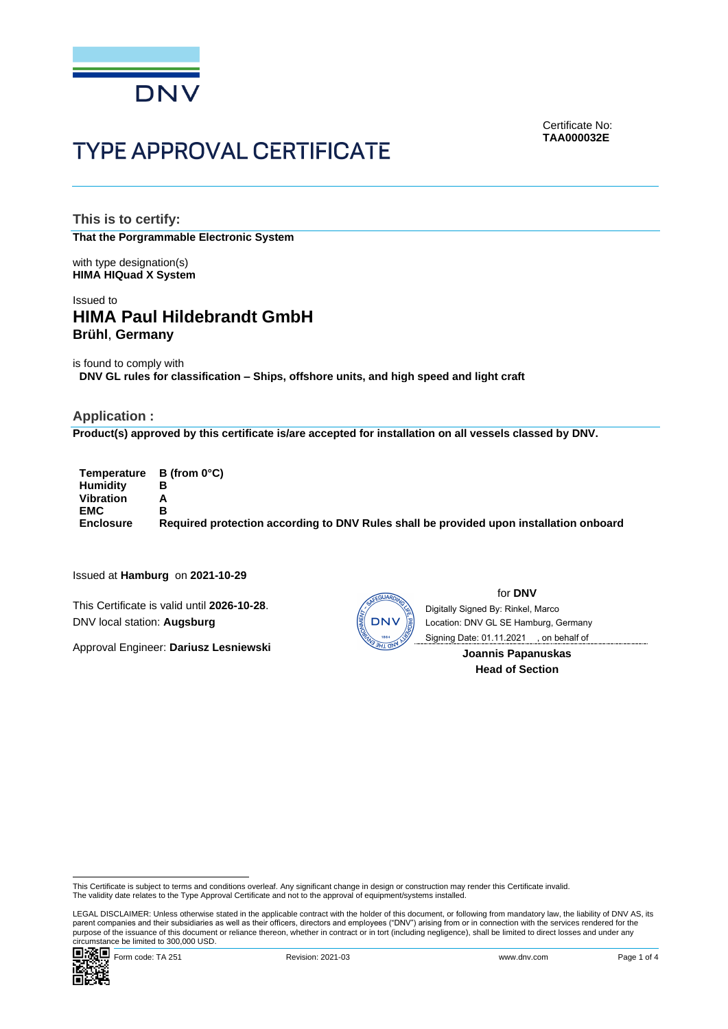DNV

Certificate No:
**TAA000032E**

# TYPE APPROVAL CERTIFICATE

## This is to certify:

**That the Porgrammable Electronic System**

with type designation(s)
**HIMA HIQuad X System**

Issued to
## HIMA Paul Hildebrandt GmbH
**Brühl**, **Germany**

is found to comply with
**DNV GL rules for classification – Ships, offshore units, and high speed and light craft**

## Application :

**Product(s) approved by this certificate is/are accepted for installation on all vessels classed by DNV.**

| | |
|---|---|
| **Temperature** | **B (from 0°C)** |
| **Humidity** | **B** |
| **Vibration** | **A** |
| **EMC** | **B** |
| **Enclosure** | **Required protection according to DNV Rules shall be provided upon installation onboard** |

Issued at **Hamburg** on **2021-10-29**

This Certificate is valid until **2026-10-28**.
DNV local station: **Augsburg**

Approval Engineer: **Dariusz Lesniewski**

for **DNV**
Digitally Signed By: Rinkel, Marco
Location: DNV GL SE Hamburg, Germany
Signing Date: 01.11.2021 , on behalf of

**Joannis Papanuskas**
**Head of Section**

This Certificate is subject to terms and conditions overleaf. Any significant change in design or construction may render this Certificate invalid.
The validity date relates to the Type Approval Certificate and not to the approval of equipment/systems installed.

LEGAL DISCLAIMER: Unless otherwise stated in the applicable contract with the holder of this document, or following from mandatory law, the liability of DNV AS, its parent companies and their subsidiaries as well as their officers, directors and employees ("DNV") arising from or in connection with the services rendered for the purpose of the issuance of this document or reliance thereon, whether in contract or in tort (including negligence), shall be limited to direct losses and under any circumstance be limited to 300,000 USD.

Form code: TA 251 Revision: 2021-03 www.dnv.com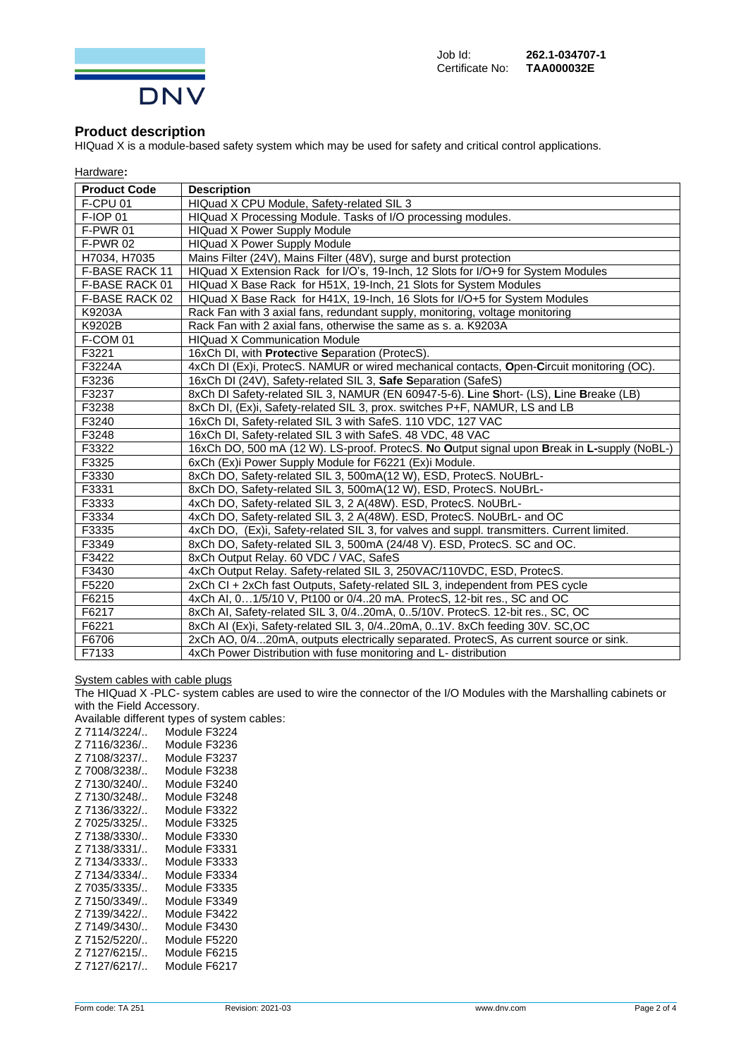Job Id: **262.1-034707-1**
Certificate No: **TAA000032E**

## Product description

HIQuad X is a module-based safety system which may be used for safety and critical control applications.

Hardware**:**

| Product Code | Description |
| --- | --- |
| F-CPU 01 | HIQuad X CPU Module, Safety-related SIL 3 |
| F-IOP 01 | HIQuad X Processing Module. Tasks of I/O processing modules. |
| F-PWR 01 | HIQuad X Power Supply Module |
| F-PWR 02 | HIQuad X Power Supply Module |
| H7034, H7035 | Mains Filter (24V), Mains Filter (48V), surge and burst protection |
| F-BASE RACK 11 | HIQuad X Extension Rack for I/O's, 19-Inch, 12 Slots for I/O+9 for System Modules |
| F-BASE RACK 01 | HIQuad X Base Rack for H51X, 19-Inch, 21 Slots for System Modules |
| F-BASE RACK 02 | HIQuad X Base Rack for H41X, 19-Inch, 16 Slots for I/O+5 for System Modules |
| K9203A | Rack Fan with 3 axial fans, redundant supply, monitoring, voltage monitoring |
| K9202B | Rack Fan with 2 axial fans, otherwise the same as s. a. K9203A |
| F-COM 01 | HIQuad X Communication Module |
| F3221 | 16xCh DI, with **Protec**tive **S**eparation (ProtecS). |
| F3224A | 4xCh DI (Ex)i, ProtecS. NAMUR or wired mechanical contacts, **O**pen-**C**ircuit monitoring (OC). |
| F3236 | 16xCh DI (24V), Safety-related SIL 3, **Safe S**eparation (SafeS) |
| F3237 | 8xCh DI Safety-related SIL 3, NAMUR (EN 60947-5-6). **L**ine **S**hort- (LS), **L**ine **B**reake (LB) |
| F3238 | 8xCh DI, (Ex)i, Safety-related SIL 3, prox. switches P+F, NAMUR, LS and LB |
| F3240 | 16xCh DI, Safety-related SIL 3 with SafeS. 110 VDC, 127 VAC |
| F3248 | 16xCh DI, Safety-related SIL 3 with SafeS. 48 VDC, 48 VAC |
| F3322 | 16xCh DO, 500 mA (12 W). LS-proof. ProtecS. **N**o **O**utput signal upon **B**reak in **L-**supply (NoBL-) |
| F3325 | 6xCh (Ex)i Power Supply Module for F6221 (Ex)i Module. |
| F3330 | 8xCh DO, Safety-related SIL 3, 500mA(12 W), ESD, ProtecS. NoUBrL- |
| F3331 | 8xCh DO, Safety-related SIL 3, 500mA(12 W), ESD, ProtecS. NoUBrL- |
| F3333 | 4xCh DO, Safety-related SIL 3, 2 A(48W). ESD, ProtecS. NoUBrL- |
| F3334 | 4xCh DO, Safety-related SIL 3, 2 A(48W). ESD, ProtecS. NoUBrL- and OC |
| F3335 | 4xCh DO, (Ex)i, Safety-related SIL 3, for valves and suppl. transmitters. Current limited. |
| F3349 | 8xCh DO, Safety-related SIL 3, 500mA (24/48 V). ESD, ProtecS. SC and OC. |
| F3422 | 8xCh Output Relay. 60 VDC / VAC, SafeS |
| F3430 | 4xCh Output Relay. Safety-related SIL 3, 250VAC/110VDC, ESD, ProtecS. |
| F5220 | 2xCh CI + 2xCh fast Outputs, Safety-related SIL 3, independent from PES cycle |
| F6215 | 4xCh AI, 0…1/5/10 V, Pt100 or 0/4..20 mA. ProtecS, 12-bit res., SC and OC |
| F6217 | 8xCh AI, Safety-related SIL 3, 0/4..20mA, 0..5/10V. ProtecS. 12-bit res., SC, OC |
| F6221 | 8xCh AI (Ex)i, Safety-related SIL 3, 0/4..20mA, 0..1V. 8xCh feeding 30V. SC,OC |
| F6706 | 2xCh AO, 0/4...20mA, outputs electrically separated. ProtecS, As current source or sink. |
| F7133 | 4xCh Power Distribution with fuse monitoring and L- distribution |

System cables with cable plugs

The HIQuad X -PLC- system cables are used to wire the connector of the I/O Modules with the Marshalling cabinets or with the Field Accessory.

Available different types of system cables:

Z 7114/3224/.. Module F3224
Z 7116/3236/.. Module F3236
Z 7108/3237/.. Module F3237
Z 7008/3238/.. Module F3238
Z 7130/3240/.. Module F3240
Z 7130/3248/.. Module F3248
Z 7136/3322/.. Module F3322
Z 7025/3325/.. Module F3325
Z 7138/3330/.. Module F3330
Z 7138/3331/.. Module F3331
Z 7134/3333/.. Module F3333
Z 7134/3334/.. Module F3334
Z 7035/3335/.. Module F3335
Z 7150/3349/.. Module F3349
Z 7139/3422/.. Module F3422
Z 7149/3430/.. Module F3430
Z 7152/5220/.. Module F5220
Z 7127/6215/.. Module F6215
Z 7127/6217/.. Module F6217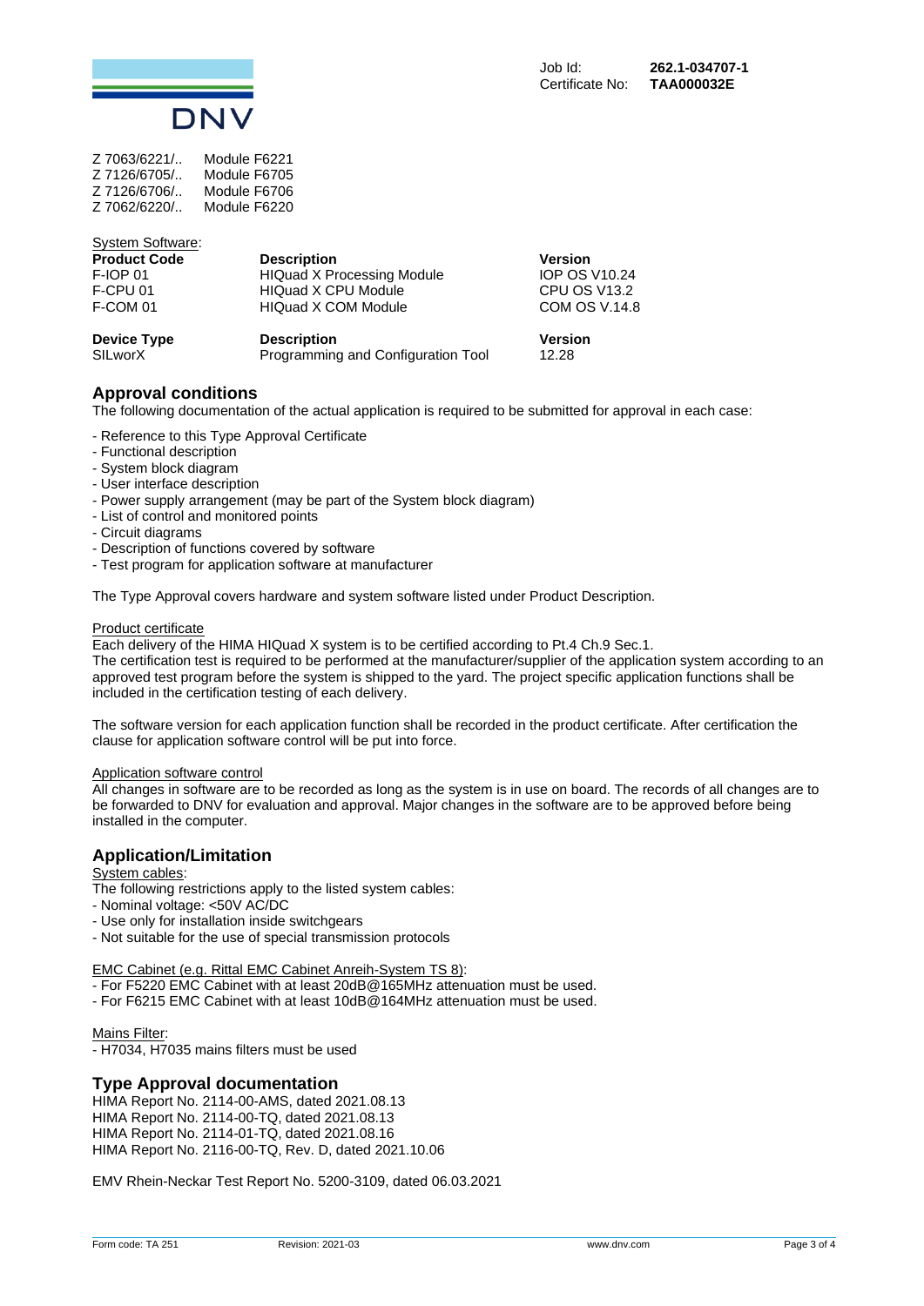Job Id: **262.1-034707-1**
Certificate No: **TAA000032E**

| | |
|---|---|
| Z 7063/6221/.. | Module F6221 |
| Z 7126/6705/.. | Module F6705 |
| Z 7126/6706/.. | Module F6706 |
| Z 7062/6220/.. | Module F6220 |

System Software:

| Product Code | Description | Version |
|---|---|---|
| F-IOP 01 | HIQuad X Processing Module | IOP OS V10.24 |
| F-CPU 01 | HIQuad X CPU Module | CPU OS V13.2 |
| F-COM 01 | HIQuad X COM Module | COM OS V.14.8 |

| Device Type | Description | Version |
|---|---|---|
| SILworX | Programming and Configuration Tool | 12.28 |

## Approval conditions

The following documentation of the actual application is required to be submitted for approval in each case:

- Reference to this Type Approval Certificate
- Functional description
- System block diagram
- User interface description
- Power supply arrangement (may be part of the System block diagram)
- List of control and monitored points
- Circuit diagrams
- Description of functions covered by software
- Test program for application software at manufacturer

The Type Approval covers hardware and system software listed under Product Description.

Product certificate

Each delivery of the HIMA HIQuad X system is to be certified according to Pt.4 Ch.9 Sec.1.
The certification test is required to be performed at the manufacturer/supplier of the application system according to an approved test program before the system is shipped to the yard. The project specific application functions shall be included in the certification testing of each delivery.

The software version for each application function shall be recorded in the product certificate. After certification the clause for application software control will be put into force.

Application software control

All changes in software are to be recorded as long as the system is in use on board. The records of all changes are to be forwarded to DNV for evaluation and approval. Major changes in the software are to be approved before being installed in the computer.

## Application/Limitation

System cables:

The following restrictions apply to the listed system cables:
- Nominal voltage: <50V AC/DC
- Use only for installation inside switchgears
- Not suitable for the use of special transmission protocols

EMC Cabinet (e.g. Rittal EMC Cabinet Anreih-System TS 8):
- For F5220 EMC Cabinet with at least 20dB@165MHz attenuation must be used.
- For F6215 EMC Cabinet with at least 10dB@164MHz attenuation must be used.

Mains Filter:
- H7034, H7035 mains filters must be used

## Type Approval documentation

HIMA Report No. 2114-00-AMS, dated 2021.08.13
HIMA Report No. 2114-00-TQ, dated 2021.08.13
HIMA Report No. 2114-01-TQ, dated 2021.08.16
HIMA Report No. 2116-00-TQ, Rev. D, dated 2021.10.06

EMV Rhein-Neckar Test Report No. 5200-3109, dated 06.03.2021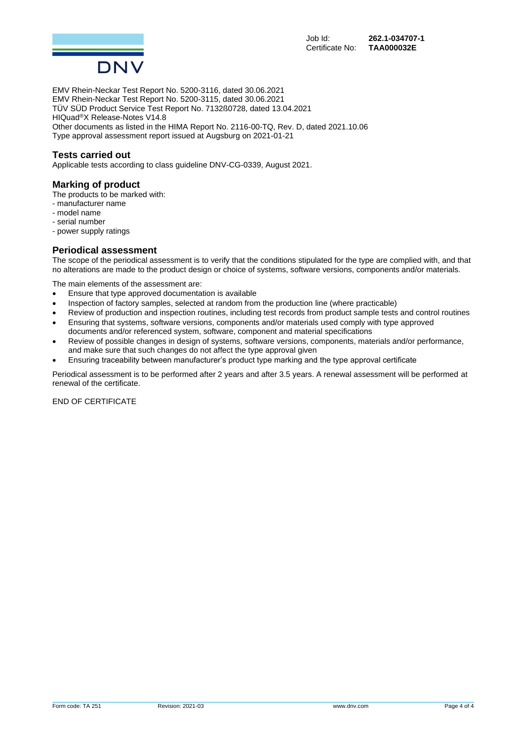Job Id: **262.1-034707-1**
Certificate No: **TAA000032E**

EMV Rhein-Neckar Test Report No. 5200-3116, dated 30.06.2021
EMV Rhein-Neckar Test Report No. 5200-3115, dated 30.06.2021
TÜV SÜD Product Service Test Report No. 7132ß0728, dated 13.04.2021
HIQuad®X Release-Notes V14.8
Other documents as listed in the HIMA Report No. 2116-00-TQ, Rev. D, dated 2021.10.06
Type approval assessment report issued at Augsburg on 2021-01-21

## Tests carried out

Applicable tests according to class guideline DNV-CG-0339, August 2021.

## Marking of product

The products to be marked with:
- manufacturer name
- model name
- serial number
- power supply ratings

## Periodical assessment

The scope of the periodical assessment is to verify that the conditions stipulated for the type are complied with, and that no alterations are made to the product design or choice of systems, software versions, components and/or materials.

The main elements of the assessment are:

- Ensure that type approved documentation is available
- Inspection of factory samples, selected at random from the production line (where practicable)
- Review of production and inspection routines, including test records from product sample tests and control routines
- Ensuring that systems, software versions, components and/or materials used comply with type approved documents and/or referenced system, software, component and material specifications
- Review of possible changes in design of systems, software versions, components, materials and/or performance, and make sure that such changes do not affect the type approval given
- Ensuring traceability between manufacturer's product type marking and the type approval certificate

Periodical assessment is to be performed after 2 years and after 3.5 years. A renewal assessment will be performed at renewal of the certificate.

END OF CERTIFICATE